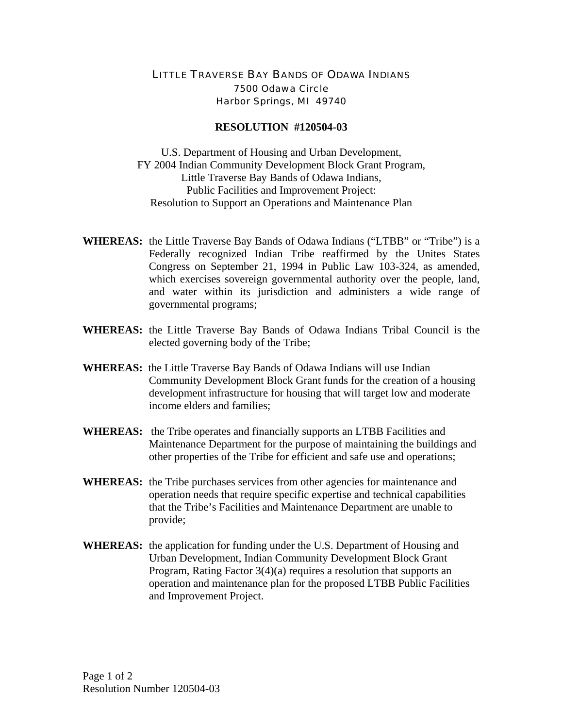# LITTLE TRAVERSE BAY BANDS OF ODAWA INDIANS

7500 Odawa Circle
Harbor Springs, MI 49740

## RESOLUTION #120504-03

U.S. Department of Housing and Urban Development,
FY 2004 Indian Community Development Block Grant Program,
Little Traverse Bay Bands of Odawa Indians,
Public Facilities and Improvement Project:
Resolution to Support an Operations and Maintenance Plan

**WHEREAS:** the Little Traverse Bay Bands of Odawa Indians ("LTBB" or "Tribe") is a Federally recognized Indian Tribe reaffirmed by the Unites States Congress on September 21, 1994 in Public Law 103-324, as amended, which exercises sovereign governmental authority over the people, land, and water within its jurisdiction and administers a wide range of governmental programs;

**WHEREAS:** the Little Traverse Bay Bands of Odawa Indians Tribal Council is the elected governing body of the Tribe;

**WHEREAS:** the Little Traverse Bay Bands of Odawa Indians will use Indian Community Development Block Grant funds for the creation of a housing development infrastructure for housing that will target low and moderate income elders and families;

**WHEREAS:** the Tribe operates and financially supports an LTBB Facilities and Maintenance Department for the purpose of maintaining the buildings and other properties of the Tribe for efficient and safe use and operations;

**WHEREAS:** the Tribe purchases services from other agencies for maintenance and operation needs that require specific expertise and technical capabilities that the Tribe's Facilities and Maintenance Department are unable to provide;

**WHEREAS:** the application for funding under the U.S. Department of Housing and Urban Development, Indian Community Development Block Grant Program, Rating Factor 3(4)(a) requires a resolution that supports an operation and maintenance plan for the proposed LTBB Public Facilities and Improvement Project.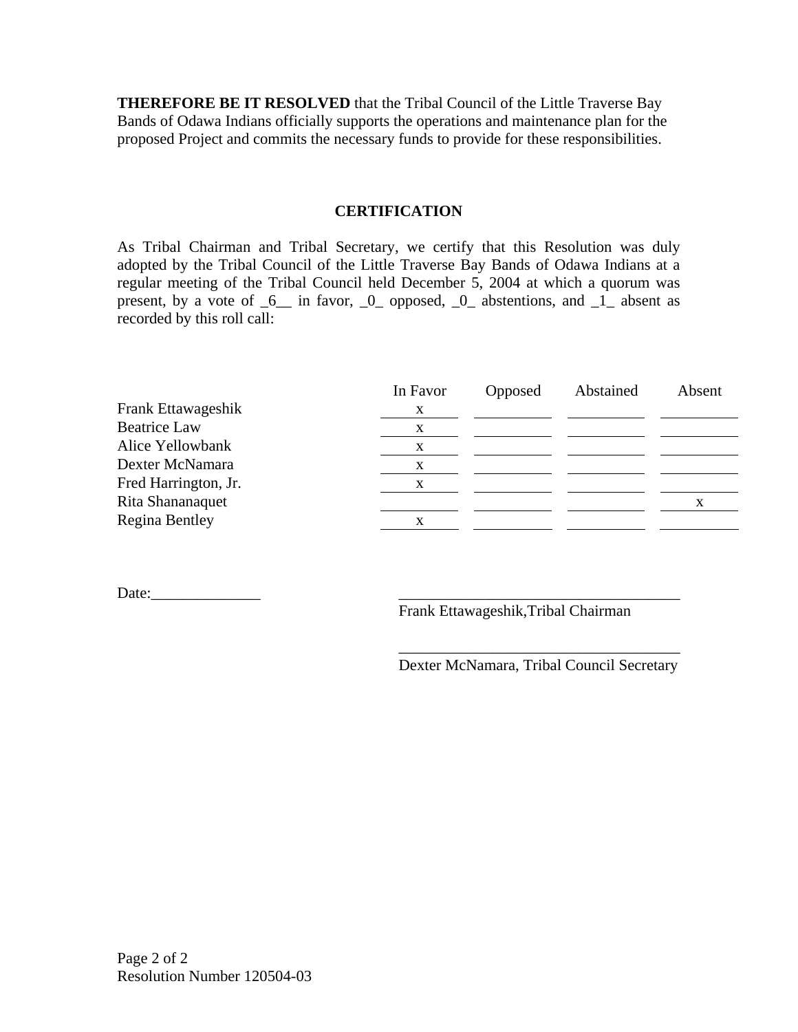**THEREFORE BE IT RESOLVED** that the Tribal Council of the Little Traverse Bay Bands of Odawa Indians officially supports the operations and maintenance plan for the proposed Project and commits the necessary funds to provide for these responsibilities.

## CERTIFICATION

As Tribal Chairman and Tribal Secretary, we certify that this Resolution was duly adopted by the Tribal Council of the Little Traverse Bay Bands of Odawa Indians at a regular meeting of the Tribal Council held December 5, 2004 at which a quorum was present, by a vote of _6__ in favor, _0_ opposed, _0_ abstentions, and _1_ absent as recorded by this roll call:

| | In Favor | Opposed | Abstained | Absent |
|---|---|---|---|---|
| Frank Ettawageshik | x | | | |
| Beatrice Law | x | | | |
| Alice Yellowbank | x | | | |
| Dexter McNamara | x | | | |
| Fred Harrington, Jr. | x | | | |
| Rita Shananaquet | | | | x |
| Regina Bentley | x | | | |

Date:______________

___________________________________
Frank Ettawageshik,Tribal Chairman

___________________________________
Dexter McNamara, Tribal Council Secretary

Resolution Number 120504-03